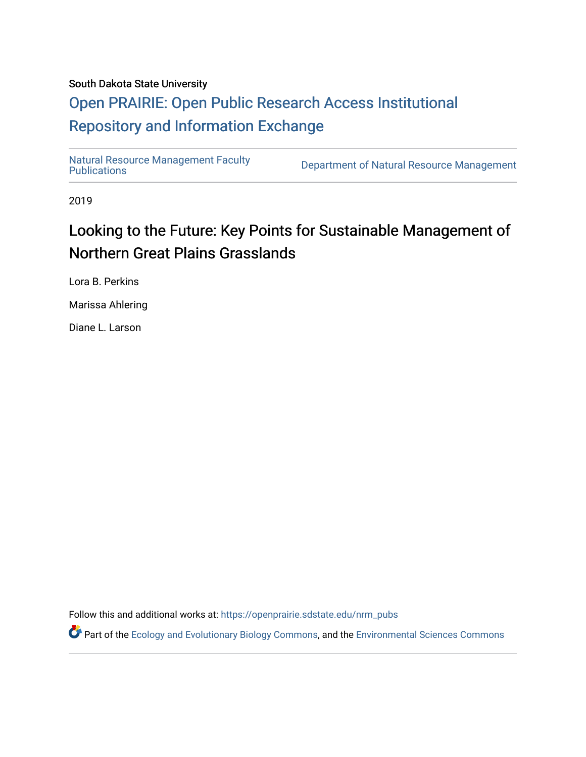South Dakota State University

# Open PRAIRIE: Open Public Research Access Institutional Repository and Information Exchange

Natural Resource Management Faculty Publications

Department of Natural Resource Management

2019

## Looking to the Future: Key Points for Sustainable Management of Northern Great Plains Grasslands

Lora B. Perkins

Marissa Ahlering

Diane L. Larson

Follow this and additional works at: https://openprairie.sdstate.edu/nrm_pubs

Part of the Ecology and Evolutionary Biology Commons, and the Environmental Sciences Commons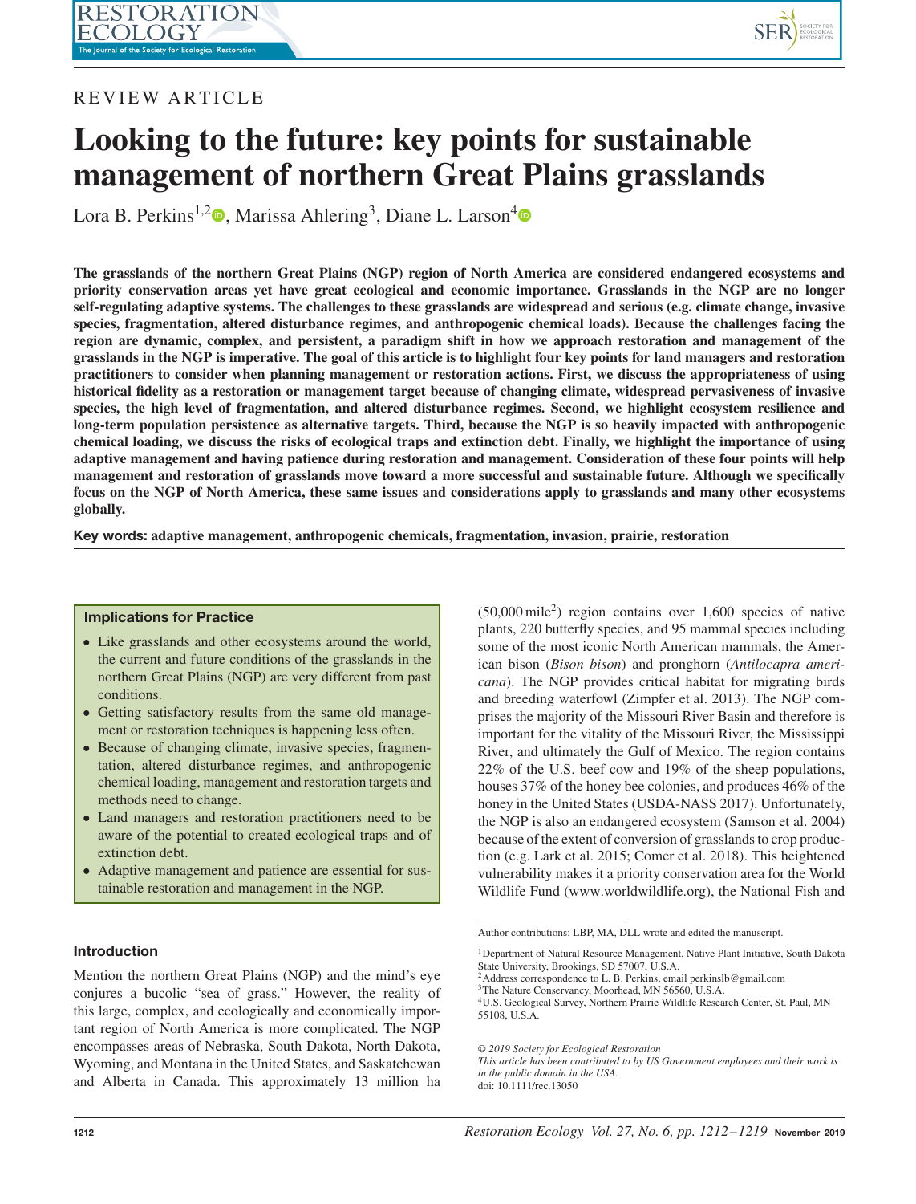REVIEW ARTICLE

# Looking to the future: key points for sustainable management of northern Great Plains grasslands

Lora B. Perkins[1,2], Marissa Ahlering[3], Diane L. Larson[4]

**The grasslands of the northern Great Plains (NGP) region of North America are considered endangered ecosystems and priority conservation areas yet have great ecological and economic importance. Grasslands in the NGP are no longer self-regulating adaptive systems. The challenges to these grasslands are widespread and serious (e.g. climate change, invasive species, fragmentation, altered disturbance regimes, and anthropogenic chemical loads). Because the challenges facing the region are dynamic, complex, and persistent, a paradigm shift in how we approach restoration and management of the grasslands in the NGP is imperative. The goal of this article is to highlight four key points for land managers and restoration practitioners to consider when planning management or restoration actions. First, we discuss the appropriateness of using historical fidelity as a restoration or management target because of changing climate, widespread pervasiveness of invasive species, the high level of fragmentation, and altered disturbance regimes. Second, we highlight ecosystem resilience and long-term population persistence as alternative targets. Third, because the NGP is so heavily impacted with anthropogenic chemical loading, we discuss the risks of ecological traps and extinction debt. Finally, we highlight the importance of using adaptive management and having patience during restoration and management. Consideration of these four points will help management and restoration of grasslands move toward a more successful and sustainable future. Although we specifically focus on the NGP of North America, these same issues and considerations apply to grasslands and many other ecosystems globally.**

**Key words: adaptive management, anthropogenic chemicals, fragmentation, invasion, prairie, restoration**

### Implications for Practice

- Like grasslands and other ecosystems around the world, the current and future conditions of the grasslands in the northern Great Plains (NGP) are very different from past conditions.
- Getting satisfactory results from the same old management or restoration techniques is happening less often.
- Because of changing climate, invasive species, fragmentation, altered disturbance regimes, and anthropogenic chemical loading, management and restoration targets and methods need to change.
- Land managers and restoration practitioners need to be aware of the potential to created ecological traps and of extinction debt.
- Adaptive management and patience are essential for sustainable restoration and management in the NGP.

## Introduction

Mention the northern Great Plains (NGP) and the mind's eye conjures a bucolic "sea of grass." However, the reality of this large, complex, and ecologically and economically important region of North America is more complicated. The NGP encompasses areas of Nebraska, South Dakota, North Dakota, Wyoming, and Montana in the United States, and Saskatchewan and Alberta in Canada. This approximately 13 million ha (50,000 mile$^2$) region contains over 1,600 species of native plants, 220 butterfly species, and 95 mammal species including some of the most iconic North American mammals, the American bison (*Bison bison*) and pronghorn (*Antilocapra americana*). The NGP provides critical habitat for migrating birds and breeding waterfowl (Zimpfer et al. 2013). The NGP comprises the majority of the Missouri River Basin and therefore is important for the vitality of the Missouri River, the Mississippi River, and ultimately the Gulf of Mexico. The region contains 22% of the U.S. beef cow and 19% of the sheep populations, houses 37% of the honey bee colonies, and produces 46% of the honey in the United States (USDA-NASS 2017). Unfortunately, the NGP is also an endangered ecosystem (Samson et al. 2004) because of the extent of conversion of grasslands to crop production (e.g. Lark et al. 2015; Comer et al. 2018). This heightened vulnerability makes it a priority conservation area for the World Wildlife Fund (www.worldwildlife.org), the National Fish and

---

Author contributions: LBP, MA, DLL wrote and edited the manuscript.

[1]Department of Natural Resource Management, Native Plant Initiative, South Dakota State University, Brookings, SD 57007, U.S.A.
[2]Address correspondence to L. B. Perkins, email perkinslb@gmail.com
[3]The Nature Conservancy, Moorhead, MN 56560, U.S.A.
[4]U.S. Geological Survey, Northern Prairie Wildlife Research Center, St. Paul, MN 55108, U.S.A.

*© 2019 Society for Ecological Restoration*
*This article has been contributed to by US Government employees and their work is in the public domain in the USA.*
doi: 10.1111/rec.13050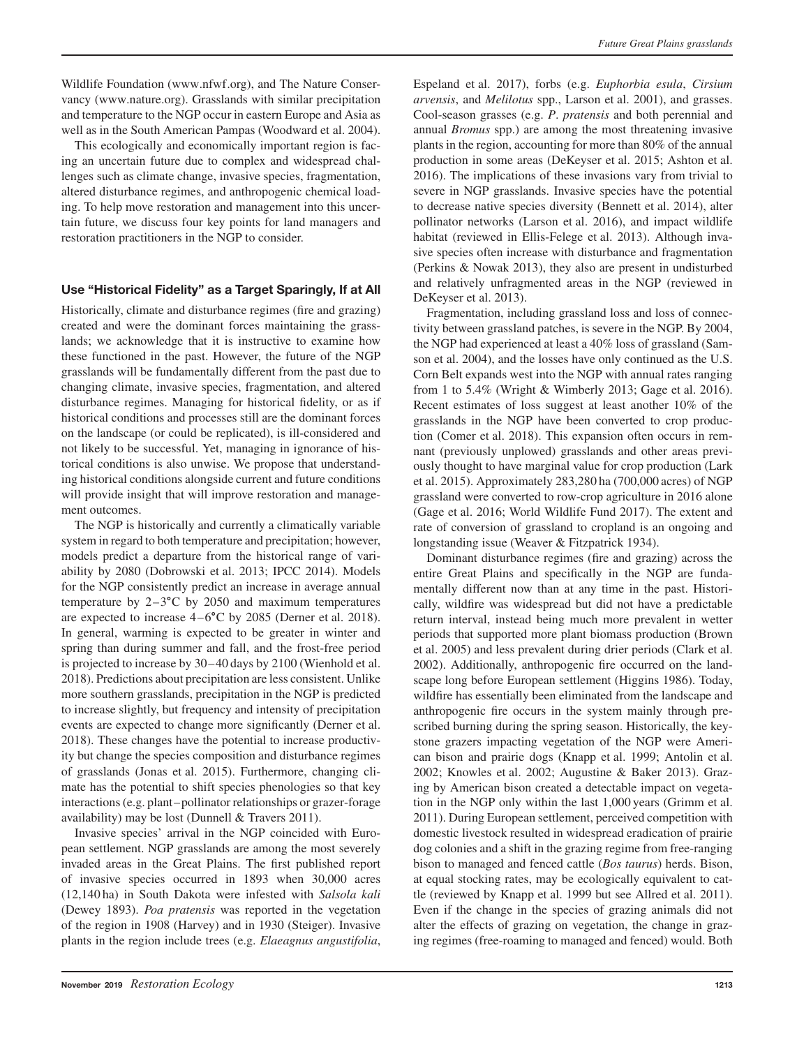Wildlife Foundation (www.nfwf.org), and The Nature Conservancy (www.nature.org). Grasslands with similar precipitation and temperature to the NGP occur in eastern Europe and Asia as well as in the South American Pampas (Woodward et al. 2004).

This ecologically and economically important region is facing an uncertain future due to complex and widespread challenges such as climate change, invasive species, fragmentation, altered disturbance regimes, and anthropogenic chemical loading. To help move restoration and management into this uncertain future, we discuss four key points for land managers and restoration practitioners in the NGP to consider.

## Use "Historical Fidelity" as a Target Sparingly, If at All

Historically, climate and disturbance regimes (fire and grazing) created and were the dominant forces maintaining the grasslands; we acknowledge that it is instructive to examine how these functioned in the past. However, the future of the NGP grasslands will be fundamentally different from the past due to changing climate, invasive species, fragmentation, and altered disturbance regimes. Managing for historical fidelity, or as if historical conditions and processes still are the dominant forces on the landscape (or could be replicated), is ill-considered and not likely to be successful. Yet, managing in ignorance of historical conditions is also unwise. We propose that understanding historical conditions alongside current and future conditions will provide insight that will improve restoration and management outcomes.

The NGP is historically and currently a climatically variable system in regard to both temperature and precipitation; however, models predict a departure from the historical range of variability by 2080 (Dobrowski et al. 2013; IPCC 2014). Models for the NGP consistently predict an increase in average annual temperature by 2–3°C by 2050 and maximum temperatures are expected to increase 4–6°C by 2085 (Derner et al. 2018). In general, warming is expected to be greater in winter and spring than during summer and fall, and the frost-free period is projected to increase by 30–40 days by 2100 (Wienhold et al. 2018). Predictions about precipitation are less consistent. Unlike more southern grasslands, precipitation in the NGP is predicted to increase slightly, but frequency and intensity of precipitation events are expected to change more significantly (Derner et al. 2018). These changes have the potential to increase productivity but change the species composition and disturbance regimes of grasslands (Jonas et al. 2015). Furthermore, changing climate has the potential to shift species phenologies so that key interactions (e.g. plant–pollinator relationships or grazer-forage availability) may be lost (Dunnell & Travers 2011).

Invasive species' arrival in the NGP coincided with European settlement. NGP grasslands are among the most severely invaded areas in the Great Plains. The first published report of invasive species occurred in 1893 when 30,000 acres (12,140 ha) in South Dakota were infested with *Salsola kali* (Dewey 1893). *Poa pratensis* was reported in the vegetation of the region in 1908 (Harvey) and in 1930 (Steiger). Invasive plants in the region include trees (e.g. *Elaeagnus angustifolia*, Espeland et al. 2017), forbs (e.g. *Euphorbia esula*, *Cirsium arvensis*, and *Melilotus* spp., Larson et al. 2001), and grasses. Cool-season grasses (e.g. *P. pratensis* and both perennial and annual *Bromus* spp.) are among the most threatening invasive plants in the region, accounting for more than 80% of the annual production in some areas (DeKeyser et al. 2015; Ashton et al. 2016). The implications of these invasions vary from trivial to severe in NGP grasslands. Invasive species have the potential to decrease native species diversity (Bennett et al. 2014), alter pollinator networks (Larson et al. 2016), and impact wildlife habitat (reviewed in Ellis-Felege et al. 2013). Although invasive species often increase with disturbance and fragmentation (Perkins & Nowak 2013), they also are present in undisturbed and relatively unfragmented areas in the NGP (reviewed in DeKeyser et al. 2013).

Fragmentation, including grassland loss and loss of connectivity between grassland patches, is severe in the NGP. By 2004, the NGP had experienced at least a 40% loss of grassland (Samson et al. 2004), and the losses have only continued as the U.S. Corn Belt expands west into the NGP with annual rates ranging from 1 to 5.4% (Wright & Wimberly 2013; Gage et al. 2016). Recent estimates of loss suggest at least another 10% of the grasslands in the NGP have been converted to crop production (Comer et al. 2018). This expansion often occurs in remnant (previously unplowed) grasslands and other areas previously thought to have marginal value for crop production (Lark et al. 2015). Approximately 283,280 ha (700,000 acres) of NGP grassland were converted to row-crop agriculture in 2016 alone (Gage et al. 2016; World Wildlife Fund 2017). The extent and rate of conversion of grassland to cropland is an ongoing and longstanding issue (Weaver & Fitzpatrick 1934).

Dominant disturbance regimes (fire and grazing) across the entire Great Plains and specifically in the NGP are fundamentally different now than at any time in the past. Historically, wildfire was widespread but did not have a predictable return interval, instead being much more prevalent in wetter periods that supported more plant biomass production (Brown et al. 2005) and less prevalent during drier periods (Clark et al. 2002). Additionally, anthropogenic fire occurred on the landscape long before European settlement (Higgins 1986). Today, wildfire has essentially been eliminated from the landscape and anthropogenic fire occurs in the system mainly through prescribed burning during the spring season. Historically, the keystone grazers impacting vegetation of the NGP were American bison and prairie dogs (Knapp et al. 1999; Antolin et al. 2002; Knowles et al. 2002; Augustine & Baker 2013). Grazing by American bison created a detectable impact on vegetation in the NGP only within the last 1,000 years (Grimm et al. 2011). During European settlement, perceived competition with domestic livestock resulted in widespread eradication of prairie dog colonies and a shift in the grazing regime from free-ranging bison to managed and fenced cattle (*Bos taurus*) herds. Bison, at equal stocking rates, may be ecologically equivalent to cattle (reviewed by Knapp et al. 1999 but see Allred et al. 2011). Even if the change in the species of grazing animals did not alter the effects of grazing on vegetation, the change in grazing regimes (free-roaming to managed and fenced) would. Both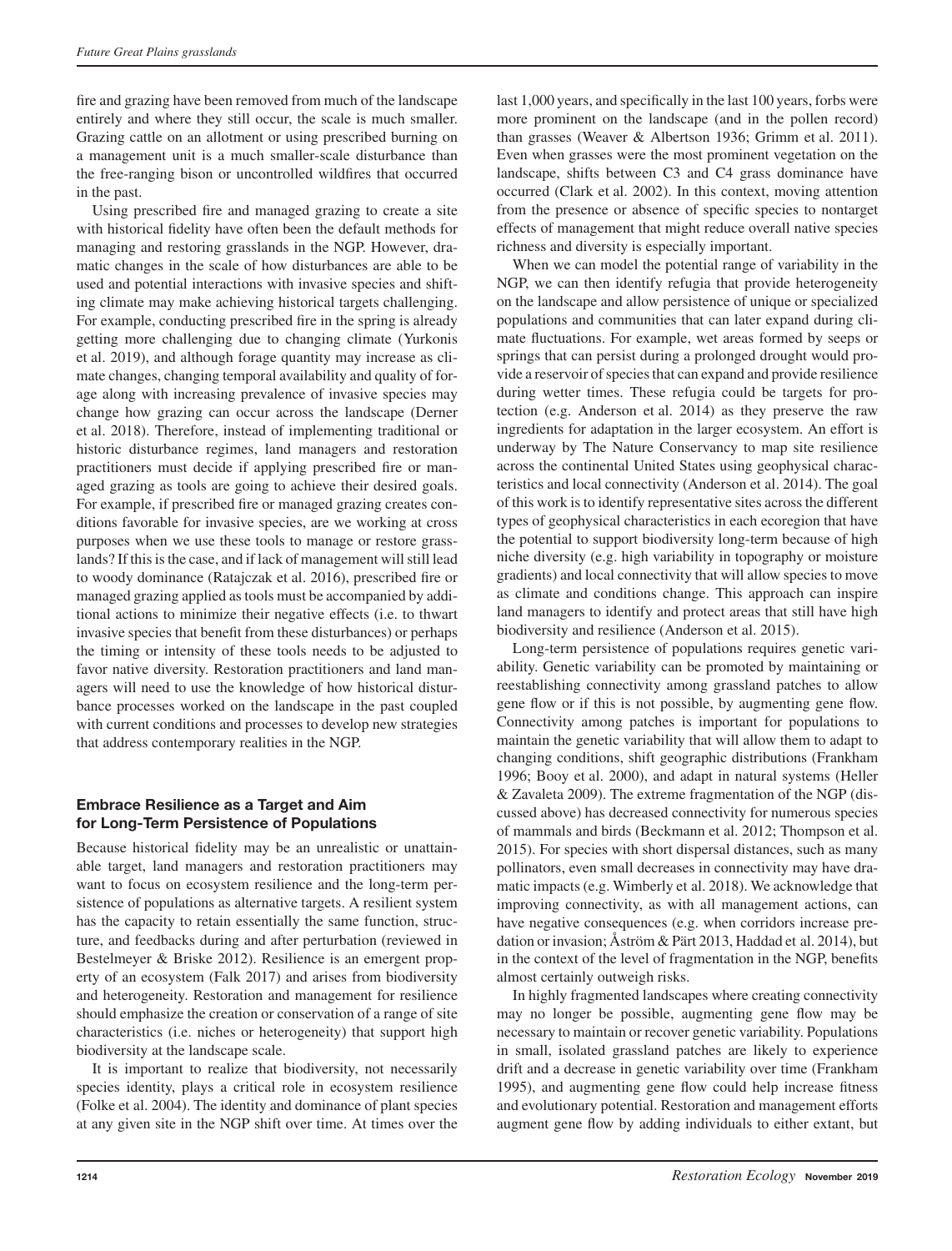fire and grazing have been removed from much of the landscape entirely and where they still occur, the scale is much smaller. Grazing cattle on an allotment or using prescribed burning on a management unit is a much smaller-scale disturbance than the free-ranging bison or uncontrolled wildfires that occurred in the past.

Using prescribed fire and managed grazing to create a site with historical fidelity have often been the default methods for managing and restoring grasslands in the NGP. However, dramatic changes in the scale of how disturbances are able to be used and potential interactions with invasive species and shifting climate may make achieving historical targets challenging. For example, conducting prescribed fire in the spring is already getting more challenging due to changing climate (Yurkonis et al. 2019), and although forage quantity may increase as climate changes, changing temporal availability and quality of forage along with increasing prevalence of invasive species may change how grazing can occur across the landscape (Derner et al. 2018). Therefore, instead of implementing traditional or historic disturbance regimes, land managers and restoration practitioners must decide if applying prescribed fire or managed grazing as tools are going to achieve their desired goals. For example, if prescribed fire or managed grazing creates conditions favorable for invasive species, are we working at cross purposes when we use these tools to manage or restore grasslands? If this is the case, and if lack of management will still lead to woody dominance (Ratajczak et al. 2016), prescribed fire or managed grazing applied as tools must be accompanied by additional actions to minimize their negative effects (i.e. to thwart invasive species that benefit from these disturbances) or perhaps the timing or intensity of these tools needs to be adjusted to favor native diversity. Restoration practitioners and land managers will need to use the knowledge of how historical disturbance processes worked on the landscape in the past coupled with current conditions and processes to develop new strategies that address contemporary realities in the NGP.

## Embrace Resilience as a Target and Aim for Long-Term Persistence of Populations

Because historical fidelity may be an unrealistic or unattainable target, land managers and restoration practitioners may want to focus on ecosystem resilience and the long-term persistence of populations as alternative targets. A resilient system has the capacity to retain essentially the same function, structure, and feedbacks during and after perturbation (reviewed in Bestelmeyer & Briske 2012). Resilience is an emergent property of an ecosystem (Falk 2017) and arises from biodiversity and heterogeneity. Restoration and management for resilience should emphasize the creation or conservation of a range of site characteristics (i.e. niches or heterogeneity) that support high biodiversity at the landscape scale.

It is important to realize that biodiversity, not necessarily species identity, plays a critical role in ecosystem resilience (Folke et al. 2004). The identity and dominance of plant species at any given site in the NGP shift over time. At times over the last 1,000 years, and specifically in the last 100 years, forbs were more prominent on the landscape (and in the pollen record) than grasses (Weaver & Albertson 1936; Grimm et al. 2011). Even when grasses were the most prominent vegetation on the landscape, shifts between C3 and C4 grass dominance have occurred (Clark et al. 2002). In this context, moving attention from the presence or absence of specific species to nontarget effects of management that might reduce overall native species richness and diversity is especially important.

When we can model the potential range of variability in the NGP, we can then identify refugia that provide heterogeneity on the landscape and allow persistence of unique or specialized populations and communities that can later expand during climate fluctuations. For example, wet areas formed by seeps or springs that can persist during a prolonged drought would provide a reservoir of species that can expand and provide resilience during wetter times. These refugia could be targets for protection (e.g. Anderson et al. 2014) as they preserve the raw ingredients for adaptation in the larger ecosystem. An effort is underway by The Nature Conservancy to map site resilience across the continental United States using geophysical characteristics and local connectivity (Anderson et al. 2014). The goal of this work is to identify representative sites across the different types of geophysical characteristics in each ecoregion that have the potential to support biodiversity long-term because of high niche diversity (e.g. high variability in topography or moisture gradients) and local connectivity that will allow species to move as climate and conditions change. This approach can inspire land managers to identify and protect areas that still have high biodiversity and resilience (Anderson et al. 2015).

Long-term persistence of populations requires genetic variability. Genetic variability can be promoted by maintaining or reestablishing connectivity among grassland patches to allow gene flow or if this is not possible, by augmenting gene flow. Connectivity among patches is important for populations to maintain the genetic variability that will allow them to adapt to changing conditions, shift geographic distributions (Frankham 1996; Booy et al. 2000), and adapt in natural systems (Heller & Zavaleta 2009). The extreme fragmentation of the NGP (discussed above) has decreased connectivity for numerous species of mammals and birds (Beckmann et al. 2012; Thompson et al. 2015). For species with short dispersal distances, such as many pollinators, even small decreases in connectivity may have dramatic impacts (e.g. Wimberly et al. 2018). We acknowledge that improving connectivity, as with all management actions, can have negative consequences (e.g. when corridors increase predation or invasion; Åström & Pärt 2013, Haddad et al. 2014), but in the context of the level of fragmentation in the NGP, benefits almost certainly outweigh risks.

In highly fragmented landscapes where creating connectivity may no longer be possible, augmenting gene flow may be necessary to maintain or recover genetic variability. Populations in small, isolated grassland patches are likely to experience drift and a decrease in genetic variability over time (Frankham 1995), and augmenting gene flow could help increase fitness and evolutionary potential. Restoration and management efforts augment gene flow by adding individuals to either extant, but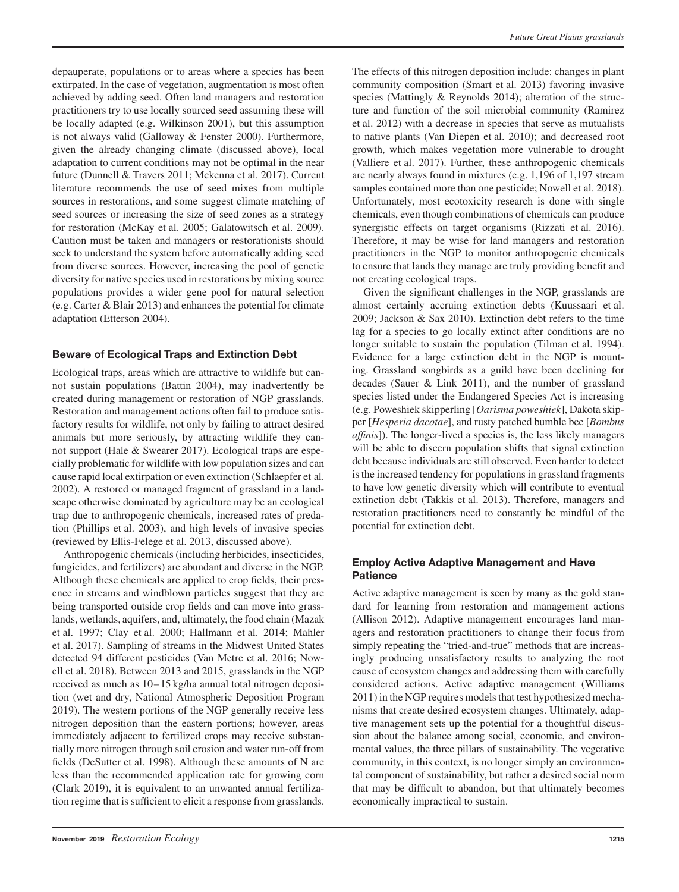depauperate, populations or to areas where a species has been extirpated. In the case of vegetation, augmentation is most often achieved by adding seed. Often land managers and restoration practitioners try to use locally sourced seed assuming these will be locally adapted (e.g. Wilkinson 2001), but this assumption is not always valid (Galloway & Fenster 2000). Furthermore, given the already changing climate (discussed above), local adaptation to current conditions may not be optimal in the near future (Dunnell & Travers 2011; Mckenna et al. 2017). Current literature recommends the use of seed mixes from multiple sources in restorations, and some suggest climate matching of seed sources or increasing the size of seed zones as a strategy for restoration (McKay et al. 2005; Galatowitsch et al. 2009). Caution must be taken and managers or restorationists should seek to understand the system before automatically adding seed from diverse sources. However, increasing the pool of genetic diversity for native species used in restorations by mixing source populations provides a wider gene pool for natural selection (e.g. Carter & Blair 2013) and enhances the potential for climate adaptation (Etterson 2004).

## Beware of Ecological Traps and Extinction Debt

Ecological traps, areas which are attractive to wildlife but cannot sustain populations (Battin 2004), may inadvertently be created during management or restoration of NGP grasslands. Restoration and management actions often fail to produce satisfactory results for wildlife, not only by failing to attract desired animals but more seriously, by attracting wildlife they cannot support (Hale & Swearer 2017). Ecological traps are especially problematic for wildlife with low population sizes and can cause rapid local extirpation or even extinction (Schlaepfer et al. 2002). A restored or managed fragment of grassland in a landscape otherwise dominated by agriculture may be an ecological trap due to anthropogenic chemicals, increased rates of predation (Phillips et al. 2003), and high levels of invasive species (reviewed by Ellis-Felege et al. 2013, discussed above).

Anthropogenic chemicals (including herbicides, insecticides, fungicides, and fertilizers) are abundant and diverse in the NGP. Although these chemicals are applied to crop fields, their presence in streams and windblown particles suggest that they are being transported outside crop fields and can move into grasslands, wetlands, aquifers, and, ultimately, the food chain (Mazak et al. 1997; Clay et al. 2000; Hallmann et al. 2014; Mahler et al. 2017). Sampling of streams in the Midwest United States detected 94 different pesticides (Van Metre et al. 2016; Nowell et al. 2018). Between 2013 and 2015, grasslands in the NGP received as much as 10–15 kg/ha annual total nitrogen deposition (wet and dry, National Atmospheric Deposition Program 2019). The western portions of the NGP generally receive less nitrogen deposition than the eastern portions; however, areas immediately adjacent to fertilized crops may receive substantially more nitrogen through soil erosion and water run-off from fields (DeSutter et al. 1998). Although these amounts of N are less than the recommended application rate for growing corn (Clark 2019), it is equivalent to an unwanted annual fertilization regime that is sufficient to elicit a response from grasslands. The effects of this nitrogen deposition include: changes in plant community composition (Smart et al. 2013) favoring invasive species (Mattingly & Reynolds 2014); alteration of the structure and function of the soil microbial community (Ramirez et al. 2012) with a decrease in species that serve as mutualists to native plants (Van Diepen et al. 2010); and decreased root growth, which makes vegetation more vulnerable to drought (Valliere et al. 2017). Further, these anthropogenic chemicals are nearly always found in mixtures (e.g. 1,196 of 1,197 stream samples contained more than one pesticide; Nowell et al. 2018). Unfortunately, most ecotoxicity research is done with single chemicals, even though combinations of chemicals can produce synergistic effects on target organisms (Rizzati et al. 2016). Therefore, it may be wise for land managers and restoration practitioners in the NGP to monitor anthropogenic chemicals to ensure that lands they manage are truly providing benefit and not creating ecological traps.

Given the significant challenges in the NGP, grasslands are almost certainly accruing extinction debts (Kuussaari et al. 2009; Jackson & Sax 2010). Extinction debt refers to the time lag for a species to go locally extinct after conditions are no longer suitable to sustain the population (Tilman et al. 1994). Evidence for a large extinction debt in the NGP is mounting. Grassland songbirds as a guild have been declining for decades (Sauer & Link 2011), and the number of grassland species listed under the Endangered Species Act is increasing (e.g. Poweshiek skipperling [*Oarisma poweshiek*], Dakota skipper [*Hesperia dacotae*], and rusty patched bumble bee [*Bombus affinis*]). The longer-lived a species is, the less likely managers will be able to discern population shifts that signal extinction debt because individuals are still observed. Even harder to detect is the increased tendency for populations in grassland fragments to have low genetic diversity which will contribute to eventual extinction debt (Takkis et al. 2013). Therefore, managers and restoration practitioners need to constantly be mindful of the potential for extinction debt.

## Employ Active Adaptive Management and Have Patience

Active adaptive management is seen by many as the gold standard for learning from restoration and management actions (Allison 2012). Adaptive management encourages land managers and restoration practitioners to change their focus from simply repeating the "tried-and-true" methods that are increasingly producing unsatisfactory results to analyzing the root cause of ecosystem changes and addressing them with carefully considered actions. Active adaptive management (Williams 2011) in the NGP requires models that test hypothesized mechanisms that create desired ecosystem changes. Ultimately, adaptive management sets up the potential for a thoughtful discussion about the balance among social, economic, and environmental values, the three pillars of sustainability. The vegetative community, in this context, is no longer simply an environmental component of sustainability, but rather a desired social norm that may be difficult to abandon, but that ultimately becomes economically impractical to sustain.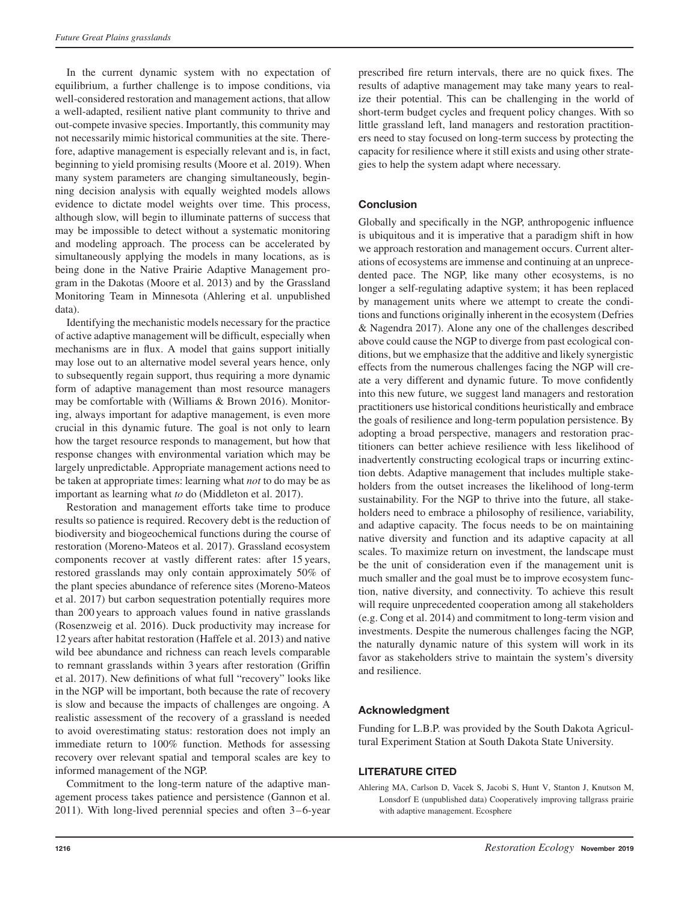In the current dynamic system with no expectation of equilibrium, a further challenge is to impose conditions, via well-considered restoration and management actions, that allow a well-adapted, resilient native plant community to thrive and out-compete invasive species. Importantly, this community may not necessarily mimic historical communities at the site. Therefore, adaptive management is especially relevant and is, in fact, beginning to yield promising results (Moore et al. 2019). When many system parameters are changing simultaneously, beginning decision analysis with equally weighted models allows evidence to dictate model weights over time. This process, although slow, will begin to illuminate patterns of success that may be impossible to detect without a systematic monitoring and modeling approach. The process can be accelerated by simultaneously applying the models in many locations, as is being done in the Native Prairie Adaptive Management program in the Dakotas (Moore et al. 2013) and by the Grassland Monitoring Team in Minnesota (Ahlering et al. unpublished data).

Identifying the mechanistic models necessary for the practice of active adaptive management will be difficult, especially when mechanisms are in flux. A model that gains support initially may lose out to an alternative model several years hence, only to subsequently regain support, thus requiring a more dynamic form of adaptive management than most resource managers may be comfortable with (Williams & Brown 2016). Monitoring, always important for adaptive management, is even more crucial in this dynamic future. The goal is not only to learn how the target resource responds to management, but how that response changes with environmental variation which may be largely unpredictable. Appropriate management actions need to be taken at appropriate times: learning what *not* to do may be as important as learning what *to* do (Middleton et al. 2017).

Restoration and management efforts take time to produce results so patience is required. Recovery debt is the reduction of biodiversity and biogeochemical functions during the course of restoration (Moreno-Mateos et al. 2017). Grassland ecosystem components recover at vastly different rates: after 15 years, restored grasslands may only contain approximately 50% of the plant species abundance of reference sites (Moreno-Mateos et al. 2017) but carbon sequestration potentially requires more than 200 years to approach values found in native grasslands (Rosenzweig et al. 2016). Duck productivity may increase for 12 years after habitat restoration (Haffele et al. 2013) and native wild bee abundance and richness can reach levels comparable to remnant grasslands within 3 years after restoration (Griffin et al. 2017). New definitions of what full "recovery" looks like in the NGP will be important, both because the rate of recovery is slow and because the impacts of challenges are ongoing. A realistic assessment of the recovery of a grassland is needed to avoid overestimating status: restoration does not imply an immediate return to 100% function. Methods for assessing recovery over relevant spatial and temporal scales are key to informed management of the NGP.

Commitment to the long-term nature of the adaptive management process takes patience and persistence (Gannon et al. 2011). With long-lived perennial species and often 3–6-year prescribed fire return intervals, there are no quick fixes. The results of adaptive management may take many years to realize their potential. This can be challenging in the world of short-term budget cycles and frequent policy changes. With so little grassland left, land managers and restoration practitioners need to stay focused on long-term success by protecting the capacity for resilience where it still exists and using other strategies to help the system adapt where necessary.

## Conclusion

Globally and specifically in the NGP, anthropogenic influence is ubiquitous and it is imperative that a paradigm shift in how we approach restoration and management occurs. Current alterations of ecosystems are immense and continuing at an unprecedented pace. The NGP, like many other ecosystems, is no longer a self-regulating adaptive system; it has been replaced by management units where we attempt to create the conditions and functions originally inherent in the ecosystem (Defries & Nagendra 2017). Alone any one of the challenges described above could cause the NGP to diverge from past ecological conditions, but we emphasize that the additive and likely synergistic effects from the numerous challenges facing the NGP will create a very different and dynamic future. To move confidently into this new future, we suggest land managers and restoration practitioners use historical conditions heuristically and embrace the goals of resilience and long-term population persistence. By adopting a broad perspective, managers and restoration practitioners can better achieve resilience with less likelihood of inadvertently constructing ecological traps or incurring extinction debts. Adaptive management that includes multiple stakeholders from the outset increases the likelihood of long-term sustainability. For the NGP to thrive into the future, all stakeholders need to embrace a philosophy of resilience, variability, and adaptive capacity. The focus needs to be on maintaining native diversity and function and its adaptive capacity at all scales. To maximize return on investment, the landscape must be the unit of consideration even if the management unit is much smaller and the goal must be to improve ecosystem function, native diversity, and connectivity. To achieve this result will require unprecedented cooperation among all stakeholders (e.g. Cong et al. 2014) and commitment to long-term vision and investments. Despite the numerous challenges facing the NGP, the naturally dynamic nature of this system will work in its favor as stakeholders strive to maintain the system's diversity and resilience.

## Acknowledgment

Funding for L.B.P. was provided by the South Dakota Agricultural Experiment Station at South Dakota State University.

## LITERATURE CITED

Ahlering MA, Carlson D, Vacek S, Jacobi S, Hunt V, Stanton J, Knutson M, Lonsdorf E (unpublished data) Cooperatively improving tallgrass prairie with adaptive management. Ecosphere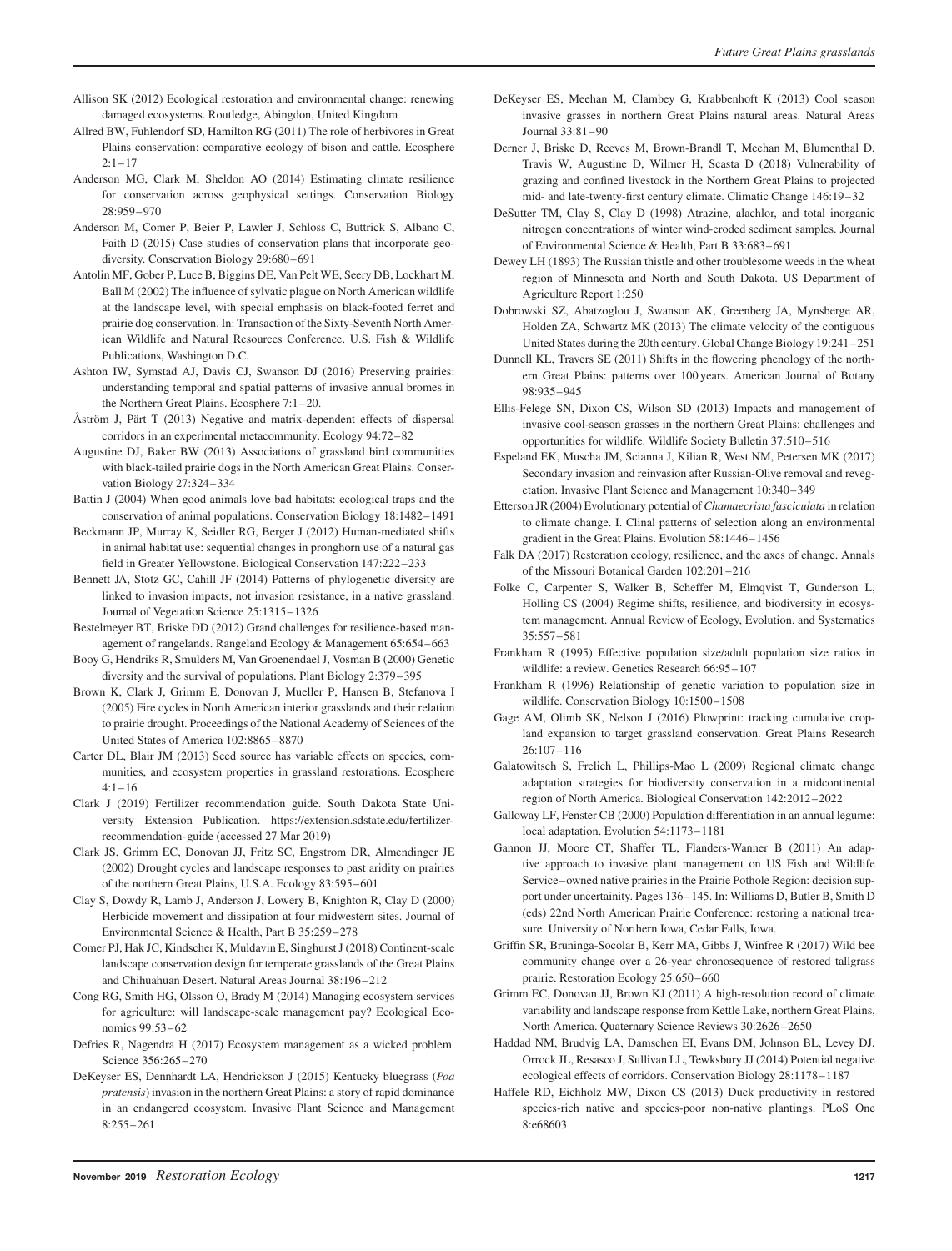Allison SK (2012) Ecological restoration and environmental change: renewing damaged ecosystems. Routledge, Abingdon, United Kingdom

Allred BW, Fuhlendorf SD, Hamilton RG (2011) The role of herbivores in Great Plains conservation: comparative ecology of bison and cattle. Ecosphere 2:1–17

Anderson MG, Clark M, Sheldon AO (2014) Estimating climate resilience for conservation across geophysical settings. Conservation Biology 28:959–970

Anderson M, Comer P, Beier P, Lawler J, Schloss C, Buttrick S, Albano C, Faith D (2015) Case studies of conservation plans that incorporate geodiversity. Conservation Biology 29:680–691

Antolin MF, Gober P, Luce B, Biggins DE, Van Pelt WE, Seery DB, Lockhart M, Ball M (2002) The influence of sylvatic plague on North American wildlife at the landscape level, with special emphasis on black-footed ferret and prairie dog conservation. In: Transaction of the Sixty-Seventh North American Wildlife and Natural Resources Conference. U.S. Fish & Wildlife Publications, Washington D.C.

Ashton IW, Symstad AJ, Davis CJ, Swanson DJ (2016) Preserving prairies: understanding temporal and spatial patterns of invasive annual bromes in the Northern Great Plains. Ecosphere 7:1–20.

Åström J, Pärt T (2013) Negative and matrix-dependent effects of dispersal corridors in an experimental metacommunity. Ecology 94:72–82

Augustine DJ, Baker BW (2013) Associations of grassland bird communities with black-tailed prairie dogs in the North American Great Plains. Conservation Biology 27:324–334

Battin J (2004) When good animals love bad habitats: ecological traps and the conservation of animal populations. Conservation Biology 18:1482–1491

Beckmann JP, Murray K, Seidler RG, Berger J (2012) Human-mediated shifts in animal habitat use: sequential changes in pronghorn use of a natural gas field in Greater Yellowstone. Biological Conservation 147:222–233

Bennett JA, Stotz GC, Cahill JF (2014) Patterns of phylogenetic diversity are linked to invasion impacts, not invasion resistance, in a native grassland. Journal of Vegetation Science 25:1315–1326

Bestelmeyer BT, Briske DD (2012) Grand challenges for resilience-based management of rangelands. Rangeland Ecology & Management 65:654–663

Booy G, Hendriks R, Smulders M, Van Groenendael J, Vosman B (2000) Genetic diversity and the survival of populations. Plant Biology 2:379–395

Brown K, Clark J, Grimm E, Donovan J, Mueller P, Hansen B, Stefanova I (2005) Fire cycles in North American interior grasslands and their relation to prairie drought. Proceedings of the National Academy of Sciences of the United States of America 102:8865–8870

Carter DL, Blair JM (2013) Seed source has variable effects on species, communities, and ecosystem properties in grassland restorations. Ecosphere 4:1–16

Clark J (2019) Fertilizer recommendation guide. South Dakota State University Extension Publication. https://extension.sdstate.edu/fertilizer-recommendation-guide (accessed 27 Mar 2019)

Clark JS, Grimm EC, Donovan JJ, Fritz SC, Engstrom DR, Almendinger JE (2002) Drought cycles and landscape responses to past aridity on prairies of the northern Great Plains, U.S.A. Ecology 83:595–601

Clay S, Dowdy R, Lamb J, Anderson J, Lowery B, Knighton R, Clay D (2000) Herbicide movement and dissipation at four midwestern sites. Journal of Environmental Science & Health, Part B 35:259–278

Comer PJ, Hak JC, Kindscher K, Muldavin E, Singhurst J (2018) Continent-scale landscape conservation design for temperate grasslands of the Great Plains and Chihuahuan Desert. Natural Areas Journal 38:196–212

Cong RG, Smith HG, Olsson O, Brady M (2014) Managing ecosystem services for agriculture: will landscape-scale management pay? Ecological Economics 99:53–62

Defries R, Nagendra H (2017) Ecosystem management as a wicked problem. Science 356:265–270

DeKeyser ES, Dennhardt LA, Hendrickson J (2015) Kentucky bluegrass (*Poa pratensis*) invasion in the northern Great Plains: a story of rapid dominance in an endangered ecosystem. Invasive Plant Science and Management 8:255–261

DeKeyser ES, Meehan M, Clambey G, Krabbenhoft K (2013) Cool season invasive grasses in northern Great Plains natural areas. Natural Areas Journal 33:81–90

Derner J, Briske D, Reeves M, Brown-Brandl T, Meehan M, Blumenthal D, Travis W, Augustine D, Wilmer H, Scasta D (2018) Vulnerability of grazing and confined livestock in the Northern Great Plains to projected mid- and late-twenty-first century climate. Climatic Change 146:19–32

DeSutter TM, Clay S, Clay D (1998) Atrazine, alachlor, and total inorganic nitrogen concentrations of winter wind-eroded sediment samples. Journal of Environmental Science & Health, Part B 33:683–691

Dewey LH (1893) The Russian thistle and other troublesome weeds in the wheat region of Minnesota and North and South Dakota. US Department of Agriculture Report 1:250

Dobrowski SZ, Abatzoglou J, Swanson AK, Greenberg JA, Mynsberge AR, Holden ZA, Schwartz MK (2013) The climate velocity of the contiguous United States during the 20th century. Global Change Biology 19:241–251

Dunnell KL, Travers SE (2011) Shifts in the flowering phenology of the northern Great Plains: patterns over 100 years. American Journal of Botany 98:935–945

Ellis-Felege SN, Dixon CS, Wilson SD (2013) Impacts and management of invasive cool-season grasses in the northern Great Plains: challenges and opportunities for wildlife. Wildlife Society Bulletin 37:510–516

Espeland EK, Muscha JM, Scianna J, Kilian R, West NM, Petersen MK (2017) Secondary invasion and reinvasion after Russian-Olive removal and revegetation. Invasive Plant Science and Management 10:340–349

Etterson JR (2004) Evolutionary potential of *Chamaecrista fasciculata* in relation to climate change. I. Clinal patterns of selection along an environmental gradient in the Great Plains. Evolution 58:1446–1456

Falk DA (2017) Restoration ecology, resilience, and the axes of change. Annals of the Missouri Botanical Garden 102:201–216

Folke C, Carpenter S, Walker B, Scheffer M, Elmqvist T, Gunderson L, Holling CS (2004) Regime shifts, resilience, and biodiversity in ecosystem management. Annual Review of Ecology, Evolution, and Systematics 35:557–581

Frankham R (1995) Effective population size/adult population size ratios in wildlife: a review. Genetics Research 66:95–107

Frankham R (1996) Relationship of genetic variation to population size in wildlife. Conservation Biology 10:1500–1508

Gage AM, Olimb SK, Nelson J (2016) Plowprint: tracking cumulative cropland expansion to target grassland conservation. Great Plains Research 26:107–116

Galatowitsch S, Frelich L, Phillips-Mao L (2009) Regional climate change adaptation strategies for biodiversity conservation in a midcontinental region of North America. Biological Conservation 142:2012–2022

Galloway LF, Fenster CB (2000) Population differentiation in an annual legume: local adaptation. Evolution 54:1173–1181

Gannon JJ, Moore CT, Shaffer TL, Flanders-Wanner B (2011) An adaptive approach to invasive plant management on US Fish and Wildlife Service–owned native prairies in the Prairie Pothole Region: decision support under uncertainty. Pages 136–145. In: Williams D, Butler B, Smith D (eds) 22nd North American Prairie Conference: restoring a national treasure. University of Northern Iowa, Cedar Falls, Iowa.

Griffin SR, Bruninga-Socolar B, Kerr MA, Gibbs J, Winfree R (2017) Wild bee community change over a 26-year chronosequence of restored tallgrass prairie. Restoration Ecology 25:650–660

Grimm EC, Donovan JJ, Brown KJ (2011) A high-resolution record of climate variability and landscape response from Kettle Lake, northern Great Plains, North America. Quaternary Science Reviews 30:2626–2650

Haddad NM, Brudvig LA, Damschen EI, Evans DM, Johnson BL, Levey DJ, Orrock JL, Resasco J, Sullivan LL, Tewksbury JJ (2014) Potential negative ecological effects of corridors. Conservation Biology 28:1178–1187

Haffele RD, Eichholz MW, Dixon CS (2013) Duck productivity in restored species-rich native and species-poor non-native plantings. PLoS One 8:e68603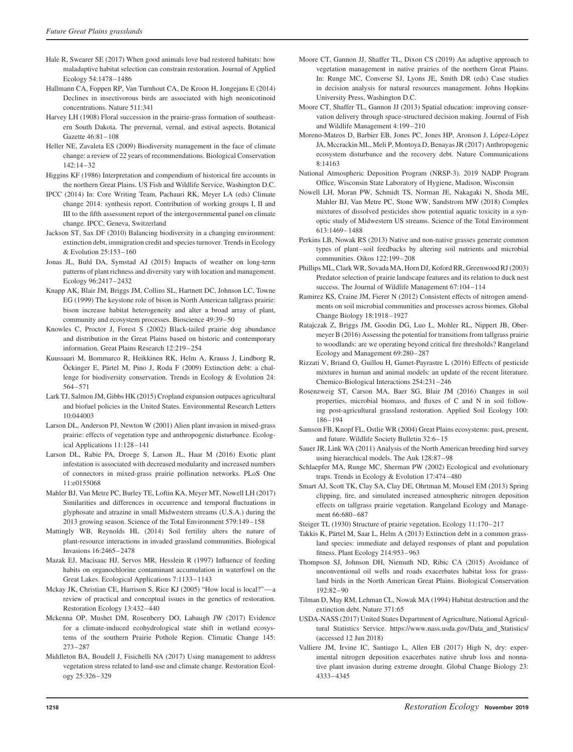Hale R, Swearer SE (2017) When good animals love bad restored habitats: how maladaptive habitat selection can constrain restoration. Journal of Applied Ecology 54:1478–1486

Hallmann CA, Foppen RP, Van Turnhout CA, De Kroon H, Jongejans E (2014) Declines in insectivorous birds are associated with high neonicotinoid concentrations. Nature 511:341

Harvey LH (1908) Floral succession in the prairie-grass formation of southeastern South Dakota. The prevernal, vernal, and estival aspects. Botanical Gazette 46:81–108

Heller NE, Zavaleta ES (2009) Biodiversity management in the face of climate change: a review of 22 years of recommendations. Biological Conservation 142:14–32

Higgins KF (1986) Interpretation and compendium of historical fire accounts in the northern Great Plains. US Fish and Wildlife Service, Washington D.C.

IPCC (2014) In: Core Writing Team, Pachauri RK, Meyer LA (eds) Climate change 2014: synthesis report. Contribution of working groups I, II and III to the fifth assessment report of the intergovernmental panel on climate change. IPCC, Geneva, Switzerland

Jackson ST, Sax DF (2010) Balancing biodiversity in a changing environment: extinction debt, immigration credit and species turnover. Trends in Ecology & Evolution 25:153–160

Jonas JL, Buhl DA, Symstad AJ (2015) Impacts of weather on long-term patterns of plant richness and diversity vary with location and management. Ecology 96:2417–2432

Knapp AK, Blair JM, Briggs JM, Collins SL, Hartnett DC, Johnson LC, Towne EG (1999) The keystone role of bison in North American tallgrass prairie: bison increase habitat heterogeneity and alter a broad array of plant, community and ecosystem processes. Bioscience 49:39–50

Knowles C, Proctor J, Forest S (2002) Black-tailed prairie dog abundance and distribution in the Great Plains based on historic and contemporary information. Great Plains Research 12:219–254

Kuussaari M, Bommarco R, Heikkinen RK, Helm A, Krauss J, Lindborg R, Öckinger E, Pärtel M, Pino J, Roda F (2009) Extinction debt: a challenge for biodiversity conservation. Trends in Ecology & Evolution 24: 564–571

Lark TJ, Salmon JM, Gibbs HK (2015) Cropland expansion outpaces agricultural and biofuel policies in the United States. Environmental Research Letters 10:044003

Larson DL, Anderson PJ, Newton W (2001) Alien plant invasion in mixed-grass prairie: effects of vegetation type and anthropogenic disturbance. Ecological Applications 11:128–141

Larson DL, Rabie PA, Droege S, Larson JL, Haar M (2016) Exotic plant infestation is associated with decreased modularity and increased numbers of connectors in mixed-grass prairie pollination networks. PLoS One 11:e0155068

Mahler BJ, Van Metre PC, Burley TE, Loftin KA, Meyer MT, Nowell LH (2017) Similarities and differences in occurrence and temporal fluctuations in glyphosate and atrazine in small Midwestern streams (U.S.A.) during the 2013 growing season. Science of the Total Environment 579:149–158

Mattingly WB, Reynolds HL (2014) Soil fertility alters the nature of plant-resource interactions in invaded grassland communities. Biological Invasions 16:2465–2478

Mazak EJ, Macisaac HJ, Servos MR, Hesslein R (1997) Influence of feeding habits on organochlorine contaminant accumulation in waterfowl on the Great Lakes. Ecological Applications 7:1133–1143

Mckay JK, Christian CE, Harrison S, Rice KJ (2005) "How local is local?"—a review of practical and conceptual issues in the genetics of restoration. Restoration Ecology 13:432–440

Mckenna OP, Mushet DM, Rosenberry DO, Labaugh JW (2017) Evidence for a climate-induced ecohydrological state shift in wetland ecosystems of the southern Prairie Pothole Region. Climatic Change 145: 273–287

Middleton BA, Boudell J, Fisichelli NA (2017) Using management to address vegetation stress related to land-use and climate change. Restoration Ecology 25:326–329

Moore CT, Gannon JJ, Shaffer TL, Dixon CS (2019) An adaptive approach to vegetation management in native prairies of the northern Great Plains. In: Runge MC, Converse SJ, Lyons JE, Smith DR (eds) Case studies in decision analysis for natural resources management. Johns Hopkins University Press, Washington D.C.

Moore CT, Shaffer TL, Gannon JJ (2013) Spatial education: improving conservation delivery through space-structured decision making. Journal of Fish and Wildlife Management 4:199–210

Moreno-Mateos D, Barbier EB, Jones PC, Jones HP, Aronson J, López-López JA, Mccrackin ML, Meli P, Montoya D, Benayas JR (2017) Anthropogenic ecosystem disturbance and the recovery debt. Nature Communications 8:14163

National Atmospheric Deposition Program (NRSP-3). 2019 NADP Program Office, Wisconsin State Laboratory of Hygiene, Madison, Wisconsin

Nowell LH, Moran PW, Schmidt TS, Norman JE, Nakagaki N, Shoda ME, Mahler BJ, Van Metre PC, Stone WW, Sandstrom MW (2018) Complex mixtures of dissolved pesticides show potential aquatic toxicity in a synoptic study of Midwestern US streams. Science of the Total Environment 613:1469–1488

Perkins LB, Nowak RS (2013) Native and non-native grasses generate common types of plant–soil feedbacks by altering soil nutrients and microbial communities. Oikos 122:199–208

Phillips ML, Clark WR, Sovada MA, Horn DJ, Koford RR, Greenwood RJ (2003) Predator selection of prairie landscape features and its relation to duck nest success. The Journal of Wildlife Management 67:104–114

Ramirez KS, Craine JM, Fierer N (2012) Consistent effects of nitrogen amendments on soil microbial communities and processes across biomes. Global Change Biology 18:1918–1927

Ratajczak Z, Briggs JM, Goodin DG, Luo L, Mohler RL, Nippert JB, Obermeyer B (2016) Assessing the potential for transitions from tallgrass prairie to woodlands: are we operating beyond critical fire thresholds? Rangeland Ecology and Management 69:280–287

Rizzati V, Briand O, Guillou H, Gamet-Payrastre L (2016) Effects of pesticide mixtures in human and animal models: an update of the recent literature. Chemico-Biological Interactions 254:231–246

Rosenzweig ST, Carson MA, Baer SG, Blair JM (2016) Changes in soil properties, microbial biomass, and fluxes of C and N in soil following post-agricultural grassland restoration. Applied Soil Ecology 100: 186–194

Samson FB, Knopf FL, Ostlie WR (2004) Great Plains ecosystems: past, present, and future. Wildlife Society Bulletin 32:6–15

Sauer JR, Link WA (2011) Analysis of the North American breeding bird survey using hierarchical models. The Auk 128:87–98

Schlaepfer MA, Runge MC, Sherman PW (2002) Ecological and evolutionary traps. Trends in Ecology & Evolution 17:474–480

Smart AJ, Scott TK, Clay SA, Clay DE, Ohrtman M, Mousel EM (2013) Spring clipping, fire, and simulated increased atmospheric nitrogen deposition effects on tallgrass prairie vegetation. Rangeland Ecology and Management 66:680–687

Steiger TL (1930) Structure of prairie vegetation. Ecology 11:170–217

Takkis K, Pärtel M, Saar L, Helm A (2013) Extinction debt in a common grassland species: immediate and delayed responses of plant and population fitness. Plant Ecology 214:953–963

Thompson SJ, Johnson DH, Niemuth ND, Ribic CA (2015) Avoidance of unconventional oil wells and roads exacerbates habitat loss for grassland birds in the North American Great Plains. Biological Conservation 192:82–90

Tilman D, May RM, Lehman CL, Nowak MA (1994) Habitat destruction and the extinction debt. Nature 371:65

USDA-NASS (2017) United States Department of Agriculture, National Agricultural Statistics Service. https://www.nass.usda.gov/Data_and_Statistics/ (accessed 12 Jun 2018)

Valliere JM, Irvine IC, Santiago L, Allen EB (2017) High N, dry: experimental nitrogen deposition exacerbates native shrub loss and nonnative plant invasion during extreme drought. Global Change Biology 23: 4333–4345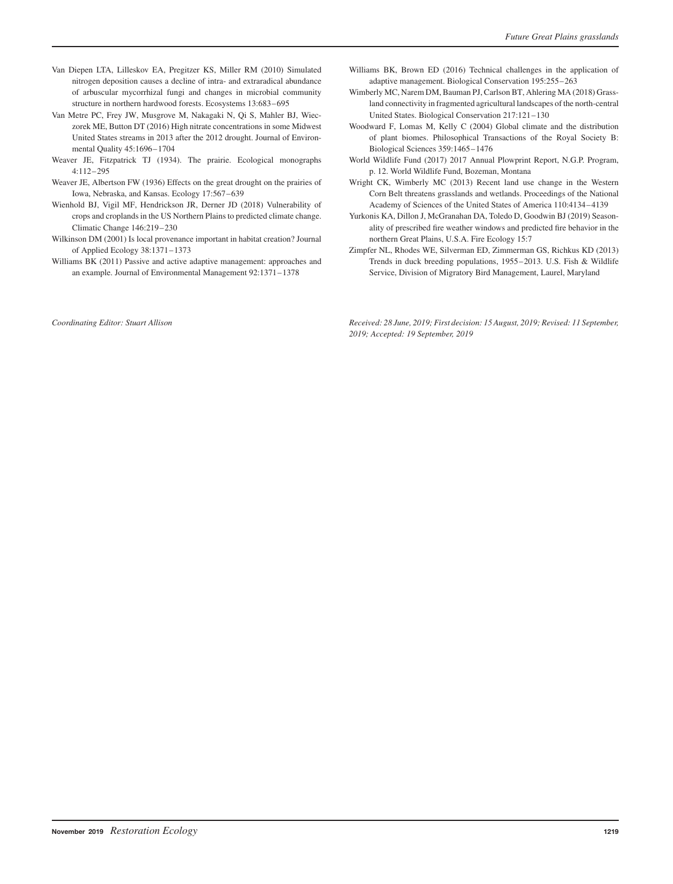Van Diepen LTA, Lilleskov EA, Pregitzer KS, Miller RM (2010) Simulated nitrogen deposition causes a decline of intra- and extraradical abundance of arbuscular mycorrhizal fungi and changes in microbial community structure in northern hardwood forests. Ecosystems 13:683–695

Van Metre PC, Frey JW, Musgrove M, Nakagaki N, Qi S, Mahler BJ, Wieczorek ME, Button DT (2016) High nitrate concentrations in some Midwest United States streams in 2013 after the 2012 drought. Journal of Environmental Quality 45:1696–1704

Weaver JE, Fitzpatrick TJ (1934). The prairie. Ecological monographs 4:112–295

Weaver JE, Albertson FW (1936) Effects on the great drought on the prairies of Iowa, Nebraska, and Kansas. Ecology 17:567–639

Wienhold BJ, Vigil MF, Hendrickson JR, Derner JD (2018) Vulnerability of crops and croplands in the US Northern Plains to predicted climate change. Climatic Change 146:219–230

Wilkinson DM (2001) Is local provenance important in habitat creation? Journal of Applied Ecology 38:1371–1373

Williams BK (2011) Passive and active adaptive management: approaches and an example. Journal of Environmental Management 92:1371–1378

Williams BK, Brown ED (2016) Technical challenges in the application of adaptive management. Biological Conservation 195:255–263

Wimberly MC, Narem DM, Bauman PJ, Carlson BT, Ahlering MA (2018) Grassland connectivity in fragmented agricultural landscapes of the north-central United States. Biological Conservation 217:121–130

Woodward F, Lomas M, Kelly C (2004) Global climate and the distribution of plant biomes. Philosophical Transactions of the Royal Society B: Biological Sciences 359:1465–1476

World Wildlife Fund (2017) 2017 Annual Plowprint Report, N.G.P. Program, p. 12. World Wildlife Fund, Bozeman, Montana

Wright CK, Wimberly MC (2013) Recent land use change in the Western Corn Belt threatens grasslands and wetlands. Proceedings of the National Academy of Sciences of the United States of America 110:4134–4139

Yurkonis KA, Dillon J, McGranahan DA, Toledo D, Goodwin BJ (2019) Seasonality of prescribed fire weather windows and predicted fire behavior in the northern Great Plains, U.S.A. Fire Ecology 15:7

Zimpfer NL, Rhodes WE, Silverman ED, Zimmerman GS, Richkus KD (2013) Trends in duck breeding populations, 1955–2013. U.S. Fish & Wildlife Service, Division of Migratory Bird Management, Laurel, Maryland

*Coordinating Editor: Stuart Allison*

*Received: 28 June, 2019; First decision: 15 August, 2019; Revised: 11 September, 2019; Accepted: 19 September, 2019*